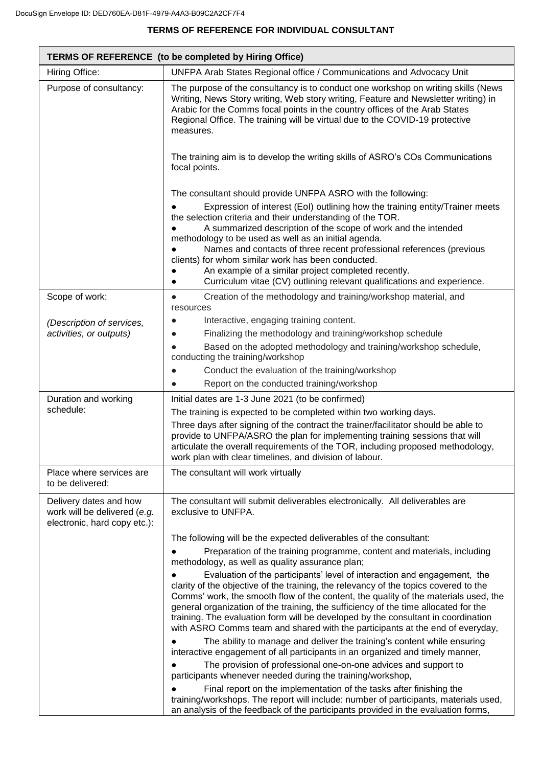DocuSign Envelope ID: DED760EA-D81F-4979-A4A3-B09C2A2CF7F4

# TERMS OF REFERENCE FOR INDIVIDUAL CONSULTANT

| TERMS OF REFERENCE (to be completed by Hiring Office) | |
|---|---|
| Hiring Office: | UNFPA Arab States Regional office / Communications and Advocacy Unit |
| Purpose of consultancy: | The purpose of the consultancy is to conduct one workshop on writing skills (News Writing, News Story writing, Web story writing, Feature and Newsletter writing) in Arabic for the Comms focal points in the country offices of the Arab States Regional Office. The training will be virtual due to the COVID-19 protective measures.<br><br>The training aim is to develop the writing skills of ASRO's COs Communications focal points.<br><br>The consultant should provide UNFPA ASRO with the following:<br>● Expression of interest (EoI) outlining how the training entity/Trainer meets the selection criteria and their understanding of the TOR.<br>● A summarized description of the scope of work and the intended methodology to be used as well as an initial agenda.<br>● Names and contacts of three recent professional references (previous clients) for whom similar work has been conducted.<br>● An example of a similar project completed recently.<br>● Curriculum vitae (CV) outlining relevant qualifications and experience. |
| Scope of work:<br><br>*(Description of services, activities, or outputs)* | ● Creation of the methodology and training/workshop material, and resources<br>● Interactive, engaging training content.<br>● Finalizing the methodology and training/workshop schedule<br>● Based on the adopted methodology and training/workshop schedule, conducting the training/workshop<br>● Conduct the evaluation of the training/workshop<br>● Report on the conducted training/workshop |
| Duration and working schedule: | Initial dates are 1-3 June 2021 (to be confirmed)<br>The training is expected to be completed within two working days.<br>Three days after signing of the contract the trainer/facilitator should be able to provide to UNFPA/ASRO the plan for implementing training sessions that will articulate the overall requirements of the TOR, including proposed methodology, work plan with clear timelines, and division of labour. |
| Place where services are to be delivered: | The consultant will work virtually |
| Delivery dates and how work will be delivered (*e.g. electronic, hard copy etc.*): | The consultant will submit deliverables electronically. All deliverables are exclusive to UNFPA.<br><br>The following will be the expected deliverables of the consultant:<br>● Preparation of the training programme, content and materials, including methodology, as well as quality assurance plan;<br>● Evaluation of the participants' level of interaction and engagement, the clarity of the objective of the training, the relevancy of the topics covered to the Comms' work, the smooth flow of the content, the quality of the materials used, the general organization of the training, the sufficiency of the time allocated for the training. The evaluation form will be developed by the consultant in coordination with ASRO Comms team and shared with the participants at the end of everyday,<br>● The ability to manage and deliver the training's content while ensuring interactive engagement of all participants in an organized and timely manner,<br>● The provision of professional one-on-one advices and support to participants whenever needed during the training/workshop,<br>● Final report on the implementation of the tasks after finishing the training/workshops. The report will include: number of participants, materials used, an analysis of the feedback of the participants provided in the evaluation forms, |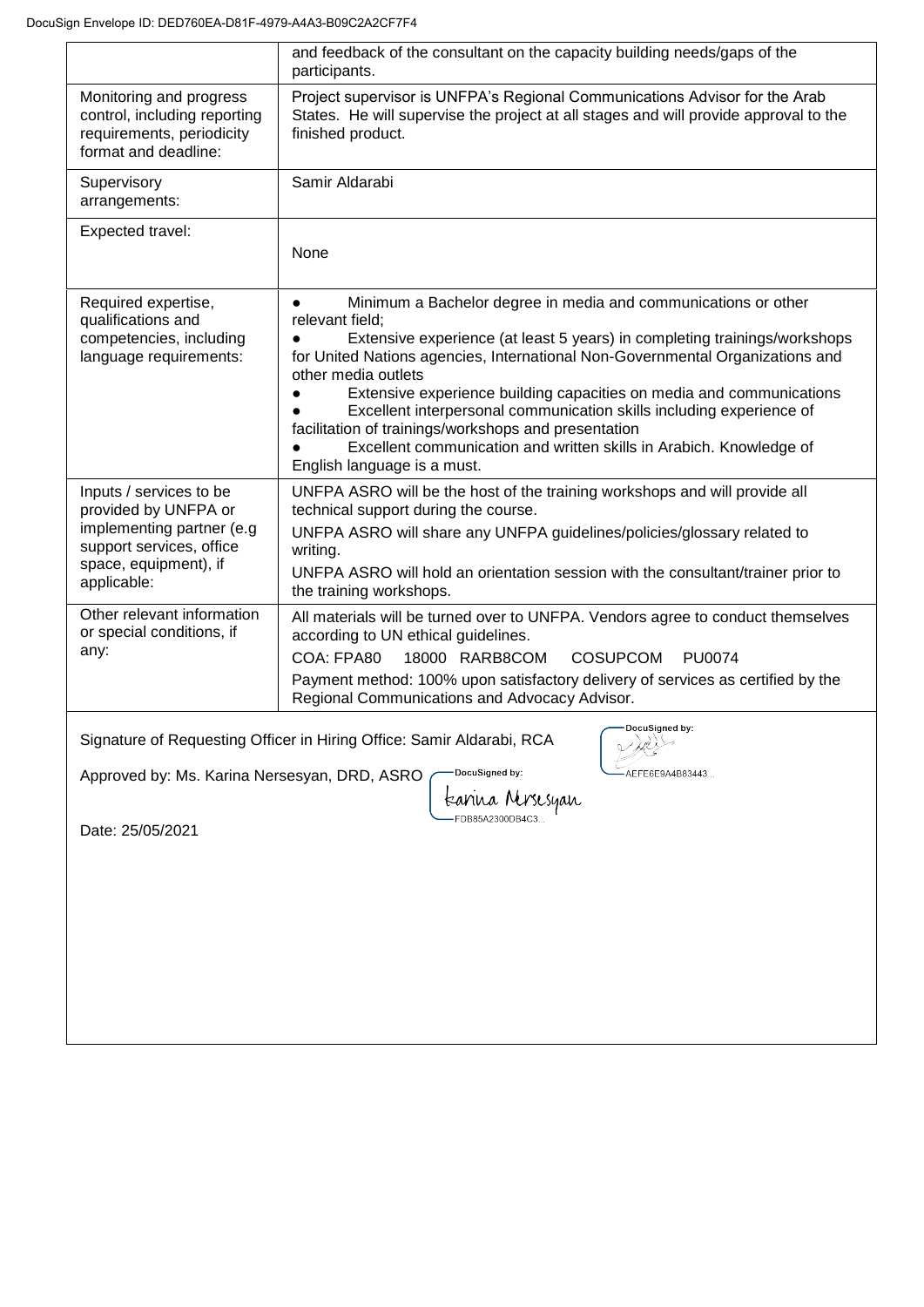| | |
|---|---|
| | and feedback of the consultant on the capacity building needs/gaps of the participants. |
| Monitoring and progress control, including reporting requirements, periodicity format and deadline: | Project supervisor is UNFPA's Regional Communications Advisor for the Arab States. He will supervise the project at all stages and will provide approval to the finished product. |
| Supervisory arrangements: | Samir Aldarabi |
| Expected travel: | None |
| Required expertise, qualifications and competencies, including language requirements: | ● Minimum a Bachelor degree in media and communications or other relevant field;<br>● Extensive experience (at least 5 years) in completing trainings/workshops for United Nations agencies, International Non-Governmental Organizations and other media outlets<br>● Extensive experience building capacities on media and communications<br>● Excellent interpersonal communication skills including experience of facilitation of trainings/workshops and presentation<br>● Excellent communication and written skills in Arabich. Knowledge of English language is a must. |
| Inputs / services to be provided by UNFPA or implementing partner (e.g support services, office space, equipment), if applicable: | UNFPA ASRO will be the host of the training workshops and will provide all technical support during the course.<br>UNFPA ASRO will share any UNFPA guidelines/policies/glossary related to writing.<br>UNFPA ASRO will hold an orientation session with the consultant/trainer prior to the training workshops. |
| Other relevant information or special conditions, if any: | All materials will be turned over to UNFPA. Vendors agree to conduct themselves according to UN ethical guidelines.<br>COA: FPA80 18000 RARB8COM COSUPCOM PU0074<br>Payment method: 100% upon satisfactory delivery of services as certified by the Regional Communications and Advocacy Advisor. |

Signature of Requesting Officer in Hiring Office: Samir Aldarabi, RCA

DocuSigned by:
AEFE6E9A4B83443...

Approved by: Ms. Karina Nersesyan, DRD, ASRO

DocuSigned by:
Karina Nersesyan
FDB85A2300DB4C3...

Date: 25/05/2021